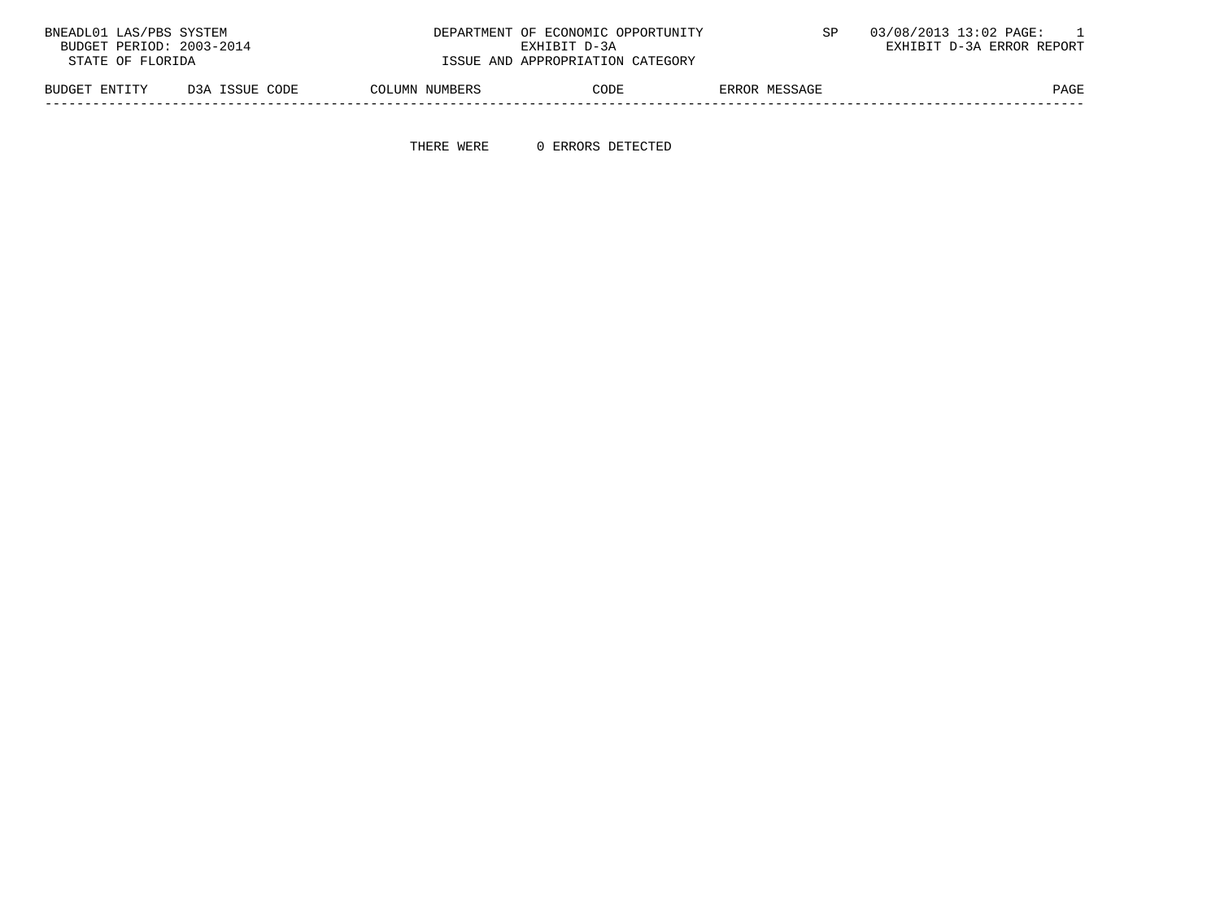BNEADL01 LAS/PBS SYSTEM — DEPARTMENT OF ECONOMIC OPPORTUNITY — SP 03/08/2013 13:02 PAGE: 1

BUDGET PERIOD: 2003-2014 — EXHIBIT D-3A — EXHIBIT D-3A ERROR REPORT

STATE OF FLORIDA — ISSUE AND APPROPRIATION CATEGORY

| BUDGET ENTITY | D3A ISSUE CODE | COLUMN NUMBERS | CODE | ERROR MESSAGE | PAGE |
|---|---|---|---|---|---|

THERE WERE 0 ERRORS DETECTED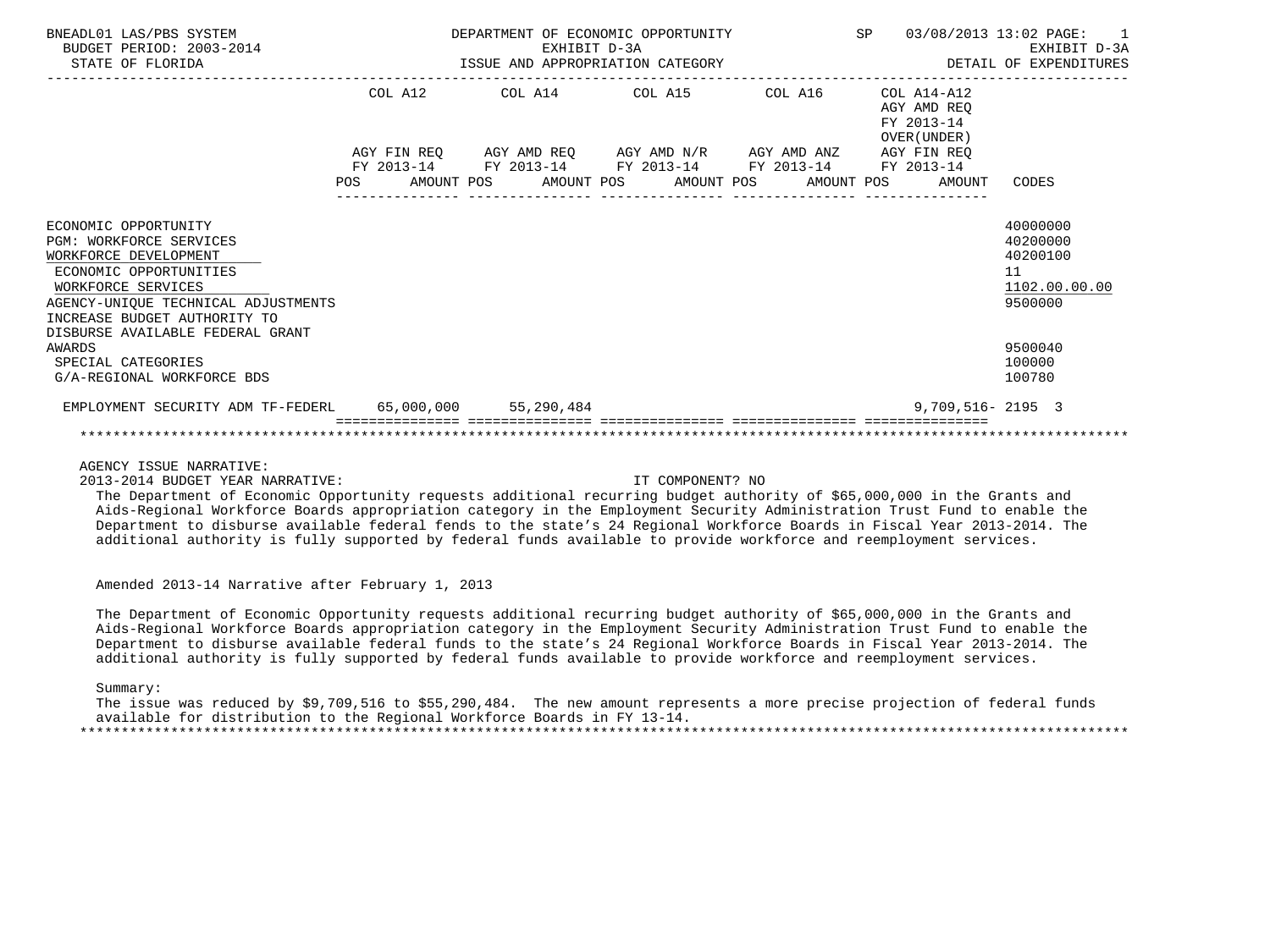BNEADL01 LAS/PBS SYSTEM
BUDGET PERIOD: 2003-2014
STATE OF FLORIDA

DEPARTMENT OF ECONOMIC OPPORTUNITY
EXHIBIT D-3A
ISSUE AND APPROPRIATION CATEGORY

SP 03/08/2013 13:02
EXHIBIT D-3A
DETAIL OF EXPENDITURES

| | COL A12 AGY FIN REQ FY 2013-14 POS AMOUNT | COL A14 AGY AMD REQ FY 2013-14 POS AMOUNT | COL A15 AGY AMD N/R FY 2013-14 POS AMOUNT | COL A16 AGY AMD ANZ FY 2013-14 POS AMOUNT | COL A14-A12 AGY AMD REQ FY 2013-14 OVER(UNDER) AGY FIN REQ FY 2013-14 POS AMOUNT | CODES |
|---|---|---|---|---|---|---|
| ECONOMIC OPPORTUNITY | | | | | | 40000000 |
| PGM: WORKFORCE SERVICES | | | | | | 40200000 |
| WORKFORCE DEVELOPMENT | | | | | | 40200100 |
| ECONOMIC OPPORTUNITIES | | | | | | 11 |
| WORKFORCE SERVICES | | | | | | 1102.00.00.00 |
| AGENCY-UNIQUE TECHNICAL ADJUSTMENTS | | | | | | 9500000 |
| INCREASE BUDGET AUTHORITY TO DISBURSE AVAILABLE FEDERAL GRANT AWARDS | | | | | | 9500040 |
| SPECIAL CATEGORIES | | | | | | 100000 |
| G/A-REGIONAL WORKFORCE BDS | | | | | | 100780 |
| EMPLOYMENT SECURITY ADM TF-FEDERL | 65,000,000 | 55,290,484 | | | 9,709,516- | 2195 3 |

AGENCY ISSUE NARRATIVE:

2013-2014 BUDGET YEAR NARRATIVE: IT COMPONENT? NO

The Department of Economic Opportunity requests additional recurring budget authority of $65,000,000 in the Grants and Aids-Regional Workforce Boards appropriation category in the Employment Security Administration Trust Fund to enable the Department to disburse available federal fends to the state's 24 Regional Workforce Boards in Fiscal Year 2013-2014. The additional authority is fully supported by federal funds available to provide workforce and reemployment services.

Amended 2013-14 Narrative after February 1, 2013

The Department of Economic Opportunity requests additional recurring budget authority of $65,000,000 in the Grants and Aids-Regional Workforce Boards appropriation category in the Employment Security Administration Trust Fund to enable the Department to disburse available federal funds to the state's 24 Regional Workforce Boards in Fiscal Year 2013-2014. The additional authority is fully supported by federal funds available to provide workforce and reemployment services.

Summary:

The issue was reduced by $9,709,516 to $55,290,484. The new amount represents a more precise projection of federal funds available for distribution to the Regional Workforce Boards in FY 13-14.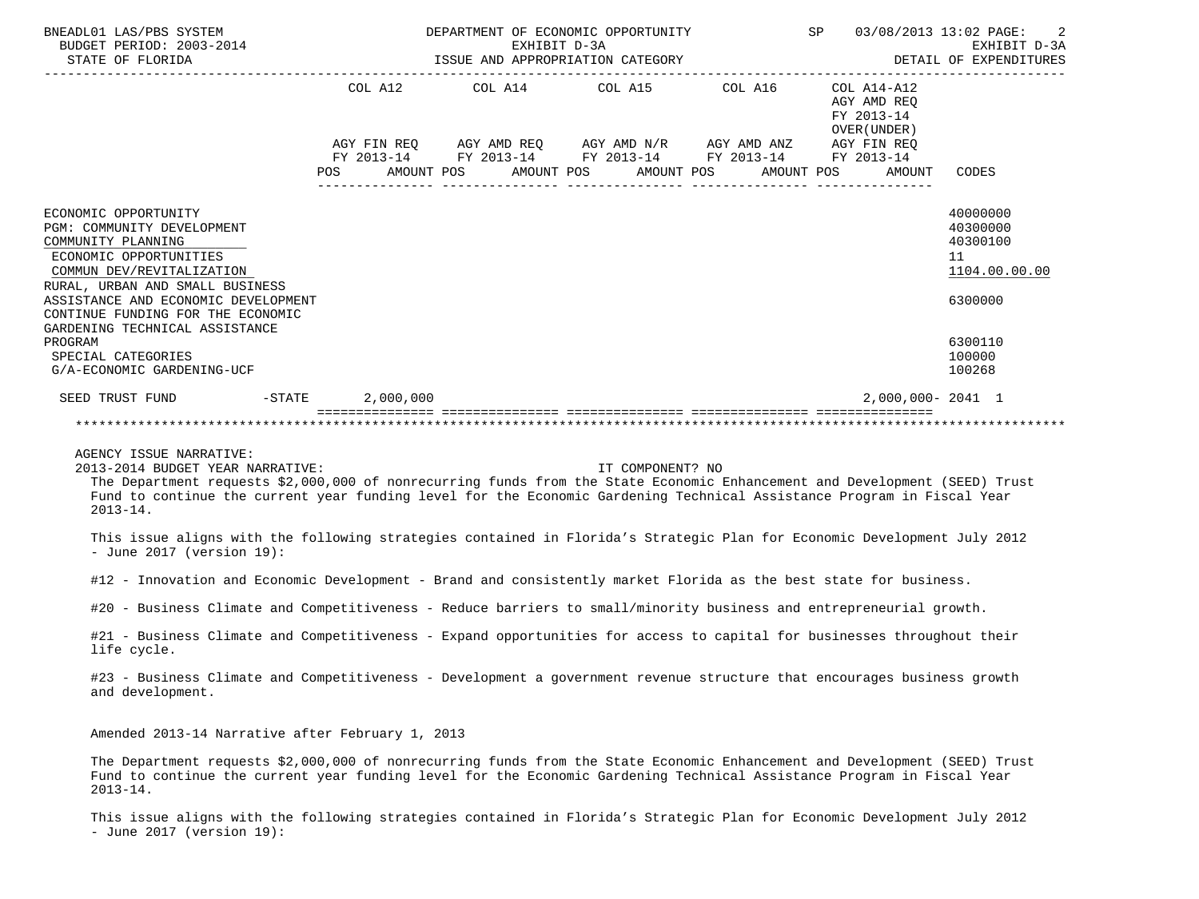BNEADL01 LAS/PBS SYSTEM — DEPARTMENT OF ECONOMIC OPPORTUNITY — SP 03/08/2013 13:02 PAGE: 2
BUDGET PERIOD: 2003-2014 — EXHIBIT D-3A — EXHIBIT D-3A
STATE OF FLORIDA — ISSUE AND APPROPRIATION CATEGORY — DETAIL OF EXPENDITURES

| | COL A12 AGY FIN REQ FY 2013-14 POS AMOUNT | COL A14 AGY AMD REQ FY 2013-14 POS AMOUNT | COL A15 AGY AMD N/R FY 2013-14 POS AMOUNT | COL A16 AGY AMD ANZ FY 2013-14 POS AMOUNT | COL A14-A12 AGY AMD REQ FY 2013-14 OVER(UNDER) AGY FIN REQ FY 2013-14 POS AMOUNT | CODES |
|---|---|---|---|---|---|---|
| ECONOMIC OPPORTUNITY | | | | | | 40000000 |
| PGM: COMMUNITY DEVELOPMENT | | | | | | 40300000 |
| COMMUNITY PLANNING | | | | | | 40300100 |
| ECONOMIC OPPORTUNITIES | | | | | | 11 |
| COMMUN DEV/REVITALIZATION | | | | | | 1104.00.00.00 |
| RURAL, URBAN AND SMALL BUSINESS ASSISTANCE AND ECONOMIC DEVELOPMENT | | | | | | 6300000 |
| CONTINUE FUNDING FOR THE ECONOMIC GARDENING TECHNICAL ASSISTANCE PROGRAM | | | | | | 6300110 |
| SPECIAL CATEGORIES | | | | | | 100000 |
| G/A-ECONOMIC GARDENING-UCF | | | | | | 100268 |
| SEED TRUST FUND -STATE | 2,000,000 | | | | 2,000,000- | 2041 1 |

AGENCY ISSUE NARRATIVE:

2013-2014 BUDGET YEAR NARRATIVE: IT COMPONENT? NO

The Department requests $2,000,000 of nonrecurring funds from the State Economic Enhancement and Development (SEED) Trust Fund to continue the current year funding level for the Economic Gardening Technical Assistance Program in Fiscal Year 2013-14.

This issue aligns with the following strategies contained in Florida's Strategic Plan for Economic Development July 2012 - June 2017 (version 19):

#12 - Innovation and Economic Development - Brand and consistently market Florida as the best state for business.

#20 - Business Climate and Competitiveness - Reduce barriers to small/minority business and entrepreneurial growth.

#21 - Business Climate and Competitiveness - Expand opportunities for access to capital for businesses throughout their life cycle.

#23 - Business Climate and Competitiveness - Development a government revenue structure that encourages business growth and development.

Amended 2013-14 Narrative after February 1, 2013

The Department requests $2,000,000 of nonrecurring funds from the State Economic Enhancement and Development (SEED) Trust Fund to continue the current year funding level for the Economic Gardening Technical Assistance Program in Fiscal Year 2013-14.

This issue aligns with the following strategies contained in Florida's Strategic Plan for Economic Development July 2012 - June 2017 (version 19):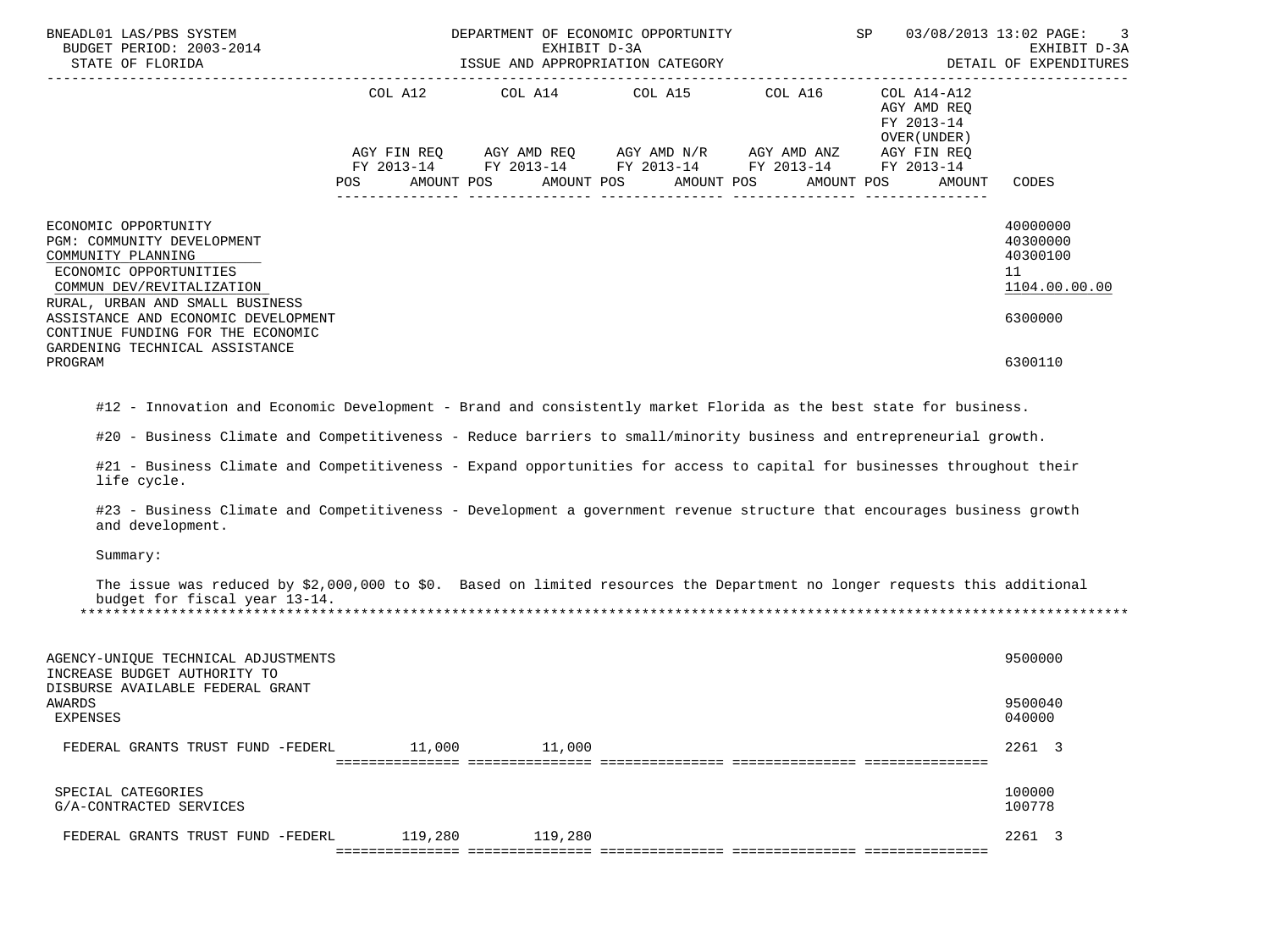BNEADL01 LAS/PBS SYSTEM — DEPARTMENT OF ECONOMIC OPPORTUNITY — SP 03/08/2013 13:02
BUDGET PERIOD: 2003-2014 — EXHIBIT D-3A
STATE OF FLORIDA — ISSUE AND APPROPRIATION CATEGORY — DETAIL OF EXPENDITURES

| | COL A12 AGY FIN REQ FY 2013-14 POS AMOUNT | COL A14 AGY AMD REQ FY 2013-14 POS AMOUNT | COL A15 AGY AMD N/R FY 2013-14 POS AMOUNT | COL A16 AGY AMD ANZ FY 2013-14 POS AMOUNT | COL A14-A12 AGY AMD REQ FY 2013-14 OVER(UNDER) AGY FIN REQ FY 2013-14 POS AMOUNT | CODES |
|---|---|---|---|---|---|---|
| ECONOMIC OPPORTUNITY | | | | | | 40000000 |
| PGM: COMMUNITY DEVELOPMENT | | | | | | 40300000 |
| COMMUNITY PLANNING | | | | | | 40300100 |
| ECONOMIC OPPORTUNITIES | | | | | | 11 |
| COMMUN DEV/REVITALIZATION | | | | | | 1104.00.00.00 |
| RURAL, URBAN AND SMALL BUSINESS ASSISTANCE AND ECONOMIC DEVELOPMENT | | | | | | 6300000 |
| CONTINUE FUNDING FOR THE ECONOMIC GARDENING TECHNICAL ASSISTANCE PROGRAM | | | | | | 6300110 |

#12 - Innovation and Economic Development - Brand and consistently market Florida as the best state for business.

#20 - Business Climate and Competitiveness - Reduce barriers to small/minority business and entrepreneurial growth.

#21 - Business Climate and Competitiveness - Expand opportunities for access to capital for businesses throughout their life cycle.

#23 - Business Climate and Competitiveness - Development a government revenue structure that encourages business growth and development.

Summary:

The issue was reduced by $2,000,000 to $0. Based on limited resources the Department no longer requests this additional budget for fiscal year 13-14.

*******************************************************************************************************************************

| | COL A12 | COL A14 | COL A15 | COL A16 | COL A14-A12 | CODES |
|---|---|---|---|---|---|---|
| AGENCY-UNIQUE TECHNICAL ADJUSTMENTS | | | | | | 9500000 |
| INCREASE BUDGET AUTHORITY TO DISBURSE AVAILABLE FEDERAL GRANT AWARDS | | | | | | 9500040 |
| EXPENSES | | | | | | 040000 |
| FEDERAL GRANTS TRUST FUND -FEDERL | 11,000 | 11,000 | | | | 2261 3 |
| SPECIAL CATEGORIES | | | | | | 100000 |
| G/A-CONTRACTED SERVICES | | | | | | 100778 |
| FEDERAL GRANTS TRUST FUND -FEDERL | 119,280 | 119,280 | | | | 2261 3 |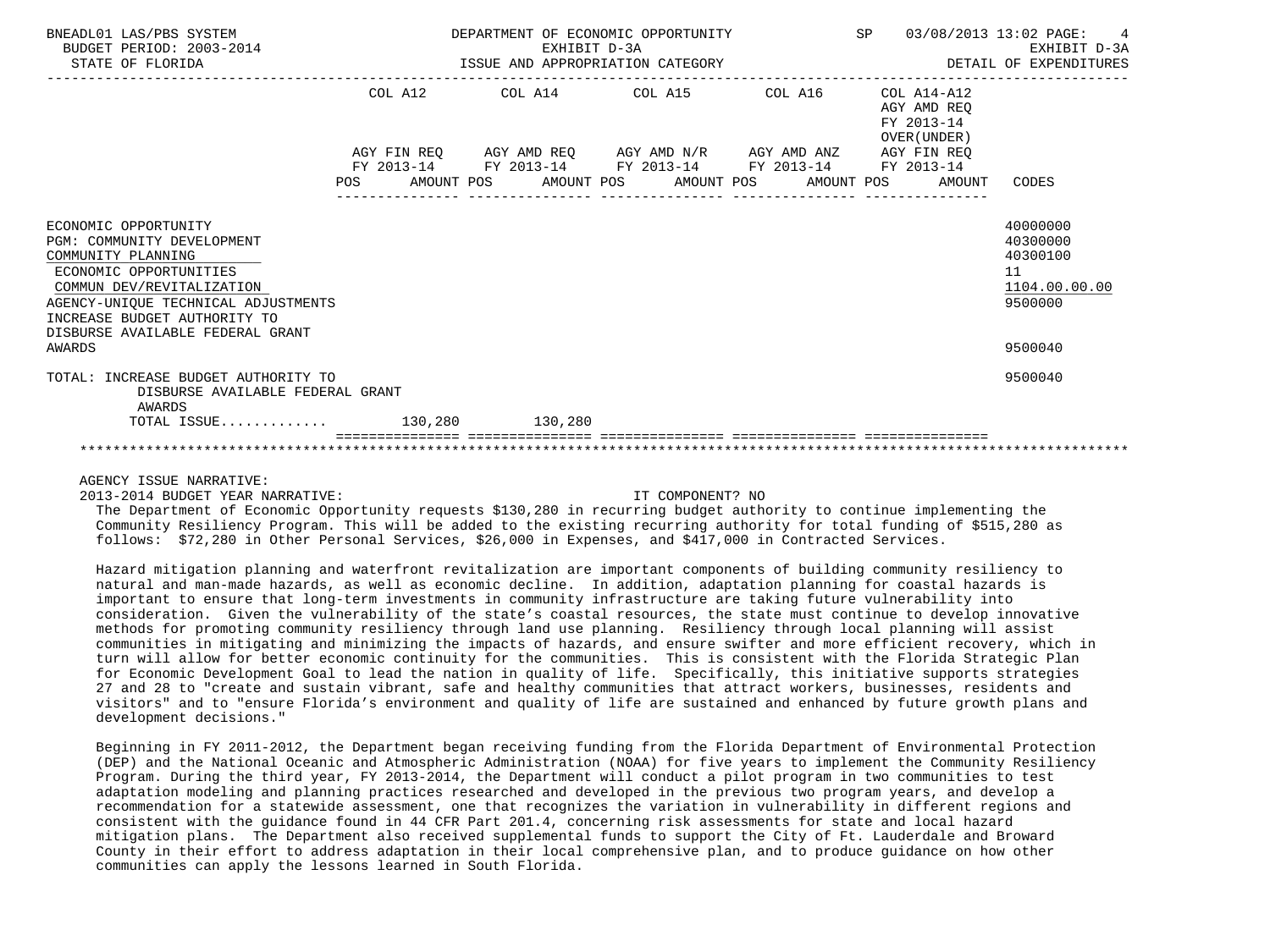| | COL A12 | COL A14 | COL A15 | COL A16 | COL A14-A12 AGY AMD REQ FY 2013-14 OVER(UNDER) | |
|---|---|---|---|---|---|---|
| | AGY FIN REQ FY 2013-14 | AGY AMD REQ FY 2013-14 | AGY AMD N/R FY 2013-14 | AGY AMD ANZ FY 2013-14 | AGY FIN REQ FY 2013-14 | |
| | POS AMOUNT | POS AMOUNT | POS AMOUNT | POS AMOUNT | POS AMOUNT | CODES |
| ECONOMIC OPPORTUNITY | | | | | | 40000000 |
| PGM: COMMUNITY DEVELOPMENT | | | | | | 40300000 |
| COMMUNITY PLANNING | | | | | | 40300100 |
| ECONOMIC OPPORTUNITIES | | | | | | 11 |
| COMMUN DEV/REVITALIZATION | | | | | | 1104.00.00.00 |
| AGENCY-UNIQUE TECHNICAL ADJUSTMENTS | | | | | | 9500000 |
| INCREASE BUDGET AUTHORITY TO DISBURSE AVAILABLE FEDERAL GRANT AWARDS | | | | | | 9500040 |
| TOTAL: INCREASE BUDGET AUTHORITY TO DISBURSE AVAILABLE FEDERAL GRANT AWARDS | | | | | | 9500040 |
| TOTAL ISSUE............ | 130,280 | 130,280 | | | | |

AGENCY ISSUE NARRATIVE:

2013-2014 BUDGET YEAR NARRATIVE: IT COMPONENT? NO

The Department of Economic Opportunity requests $130,280 in recurring budget authority to continue implementing the Community Resiliency Program. This will be added to the existing recurring authority for total funding of $515,280 as follows: $72,280 in Other Personal Services, $26,000 in Expenses, and $417,000 in Contracted Services.

Hazard mitigation planning and waterfront revitalization are important components of building community resiliency to natural and man-made hazards, as well as economic decline. In addition, adaptation planning for coastal hazards is important to ensure that long-term investments in community infrastructure are taking future vulnerability into consideration. Given the vulnerability of the state's coastal resources, the state must continue to develop innovative methods for promoting community resiliency through land use planning. Resiliency through local planning will assist communities in mitigating and minimizing the impacts of hazards, and ensure swifter and more efficient recovery, which in turn will allow for better economic continuity for the communities. This is consistent with the Florida Strategic Plan for Economic Development Goal to lead the nation in quality of life. Specifically, this initiative supports strategies 27 and 28 to "create and sustain vibrant, safe and healthy communities that attract workers, businesses, residents and visitors" and to "ensure Florida's environment and quality of life are sustained and enhanced by future growth plans and development decisions."

Beginning in FY 2011-2012, the Department began receiving funding from the Florida Department of Environmental Protection (DEP) and the National Oceanic and Atmospheric Administration (NOAA) for five years to implement the Community Resiliency Program. During the third year, FY 2013-2014, the Department will conduct a pilot program in two communities to test adaptation modeling and planning practices researched and developed in the previous two program years, and develop a recommendation for a statewide assessment, one that recognizes the variation in vulnerability in different regions and consistent with the guidance found in 44 CFR Part 201.4, concerning risk assessments for state and local hazard mitigation plans. The Department also received supplemental funds to support the City of Ft. Lauderdale and Broward County in their effort to address adaptation in their local comprehensive plan, and to produce guidance on how other communities can apply the lessons learned in South Florida.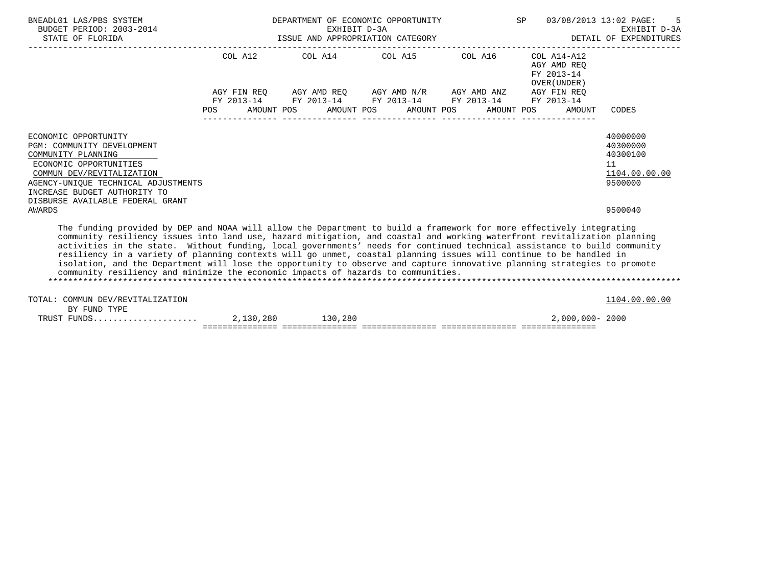BNEADL01 LAS/PBS SYSTEM DEPARTMENT OF ECONOMIC OPPORTUNITY SP 03/08/2013 13:02 PAGE: 5
BUDGET PERIOD: 2003-2014 EXHIBIT D-3A EXHIBIT D-3A
STATE OF FLORIDA ISSUE AND APPROPRIATION CATEGORY DETAIL OF EXPENDITURES

| | COL A12 AGY FIN REQ FY 2013-14 POS AMOUNT | COL A14 AGY AMD REQ FY 2013-14 POS AMOUNT | COL A15 AGY AMD N/R FY 2013-14 POS AMOUNT | COL A16 AGY AMD ANZ FY 2013-14 POS AMOUNT | COL A14-A12 AGY AMD REQ FY 2013-14 OVER(UNDER) AGY FIN REQ FY 2013-14 POS AMOUNT | CODES |
|---|---|---|---|---|---|---|
| ECONOMIC OPPORTUNITY | | | | | | 40000000 |
| PGM: COMMUNITY DEVELOPMENT | | | | | | 40300000 |
| COMMUNITY PLANNING | | | | | | 40300100 |
| ECONOMIC OPPORTUNITIES | | | | | | 11 |
| COMMUN DEV/REVITALIZATION | | | | | | 1104.00.00.00 |
| AGENCY-UNIQUE TECHNICAL ADJUSTMENTS | | | | | | 9500000 |
| INCREASE BUDGET AUTHORITY TO DISBURSE AVAILABLE FEDERAL GRANT AWARDS | | | | | | 9500040 |

The funding provided by DEP and NOAA will allow the Department to build a framework for more effectively integrating community resiliency issues into land use, hazard mitigation, and coastal and working waterfront revitalization planning activities in the state. Without funding, local governments' needs for continued technical assistance to build community resiliency in a variety of planning contexts will go unmet, coastal planning issues will continue to be handled in isolation, and the Department will lose the opportunity to observe and capture innovative planning strategies to promote community resiliency and minimize the economic impacts of hazards to communities.

*******************************************************************************************************************************

| | COL A12 | COL A14 | COL A15 | COL A16 | COL A14-A12 | CODES |
|---|---|---|---|---|---|---|
| TOTAL: COMMUN DEV/REVITALIZATION | | | | | | 1104.00.00.00 |
| BY FUND TYPE | | | | | | |
| TRUST FUNDS..................... | 2,130,280 | 130,280 | | | 2,000,000- | 2000 |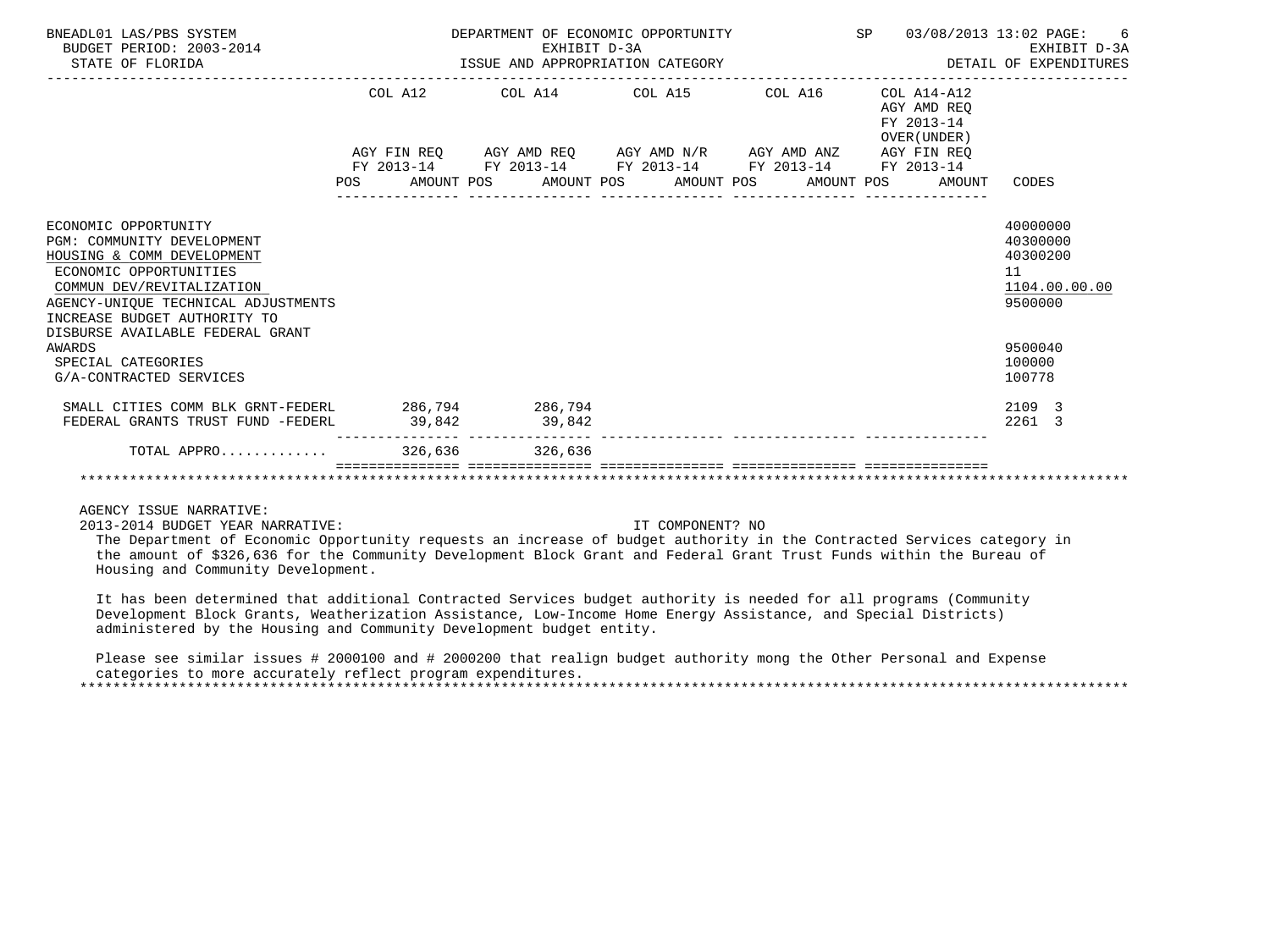BNEADL01 LAS/PBS SYSTEM — DEPARTMENT OF ECONOMIC OPPORTUNITY — SP 03/08/2013 13:02
BUDGET PERIOD: 2003-2014 — EXHIBIT D-3A — EXHIBIT D-3A
STATE OF FLORIDA — ISSUE AND APPROPRIATION CATEGORY — DETAIL OF EXPENDITURES

| | COL A12 AGY FIN REQ FY 2013-14 POS AMOUNT | COL A14 AGY AMD REQ FY 2013-14 POS AMOUNT | COL A15 AGY AMD N/R FY 2013-14 POS AMOUNT | COL A16 AGY AMD ANZ FY 2013-14 POS AMOUNT | COL A14-A12 AGY AMD REQ FY 2013-14 OVER(UNDER) AGY FIN REQ FY 2013-14 POS AMOUNT | CODES |
|---|---|---|---|---|---|---|
| ECONOMIC OPPORTUNITY | | | | | | 40000000 |
| PGM: COMMUNITY DEVELOPMENT | | | | | | 40300000 |
| HOUSING & COMM DEVELOPMENT | | | | | | 40300200 |
| ECONOMIC OPPORTUNITIES | | | | | | 11 |
| COMMUN DEV/REVITALIZATION | | | | | | 1104.00.00.00 |
| AGENCY-UNIQUE TECHNICAL ADJUSTMENTS | | | | | | 9500000 |
| INCREASE BUDGET AUTHORITY TO DISBURSE AVAILABLE FEDERAL GRANT AWARDS | | | | | | 9500040 |
| SPECIAL CATEGORIES | | | | | | 100000 |
| G/A-CONTRACTED SERVICES | | | | | | 100778 |
| SMALL CITIES COMM BLK GRNT-FEDERL | 286,794 | 286,794 | | | | 2109 3 |
| FEDERAL GRANTS TRUST FUND -FEDERL | 39,842 | 39,842 | | | | 2261 3 |
| TOTAL APPRO............ | 326,636 | 326,636 | | | | |

AGENCY ISSUE NARRATIVE:

2013-2014 BUDGET YEAR NARRATIVE: IT COMPONENT? NO

The Department of Economic Opportunity requests an increase of budget authority in the Contracted Services category in the amount of $326,636 for the Community Development Block Grant and Federal Grant Trust Funds within the Bureau of Housing and Community Development.

It has been determined that additional Contracted Services budget authority is needed for all programs (Community Development Block Grants, Weatherization Assistance, Low-Income Home Energy Assistance, and Special Districts) administered by the Housing and Community Development budget entity.

Please see similar issues # 2000100 and # 2000200 that realign budget authority mong the Other Personal and Expense categories to more accurately reflect program expenditures.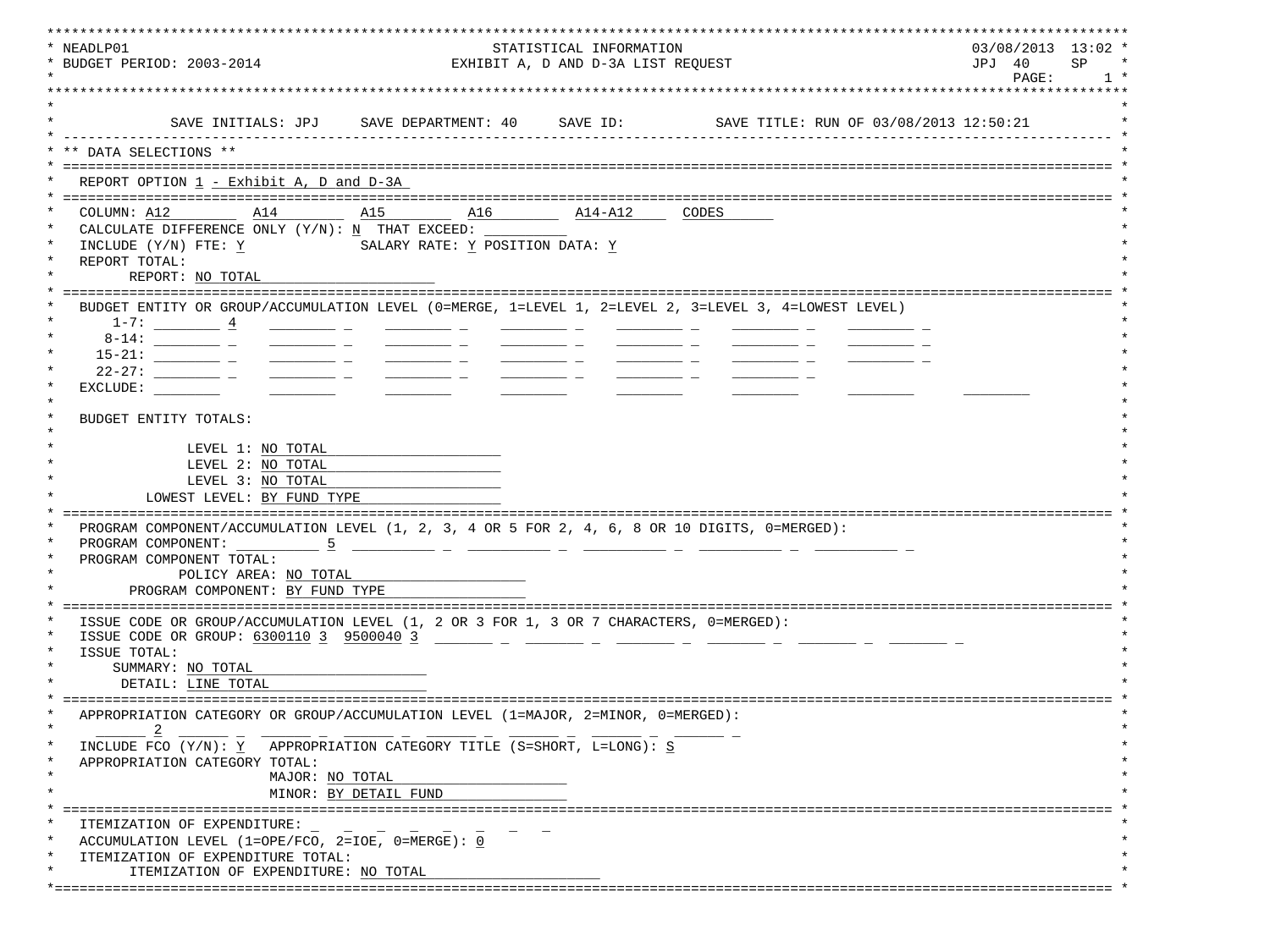```
NEADLP01                                STATISTICAL INFORMATION                               03/08/2013  13:02
BUDGET PERIOD: 2003-2014              EXHIBIT A, D AND D-3A LIST REQUEST                        JPJ  40     SP
                                                                                                  PAGE:      1

          SAVE INITIALS: JPJ     SAVE DEPARTMENT: 40     SAVE ID:          SAVE TITLE: RUN OF 03/08/2013 12:50:21

** DATA SELECTIONS **

  REPORT OPTION 1 - Exhibit A, D and D-3A

  COLUMN: A12        A14        A15        A16        A14-A12     CODES
  CALCULATE DIFFERENCE ONLY (Y/N): N  THAT EXCEED: __________
  INCLUDE (Y/N) FTE: Y              SALARY RATE: Y POSITION DATA: Y
  REPORT TOTAL:
        REPORT: NO TOTAL

  BUDGET ENTITY OR GROUP/ACCUMULATION LEVEL (0=MERGE, 1=LEVEL 1, 2=LEVEL 2, 3=LEVEL 3, 4=LOWEST LEVEL)
      1-7: ________ 4   ________ _   ________ _   ________ _   ________ _   ________ _   ________ _
     8-14: ________ _   ________ _   ________ _   ________ _   ________ _   ________ _   ________ _
    15-21: ________ _   ________ _   ________ _   ________ _   ________ _   ________ _   ________ _
    22-27: ________ _   ________ _   ________ _   ________ _   ________ _   ________ _
  EXCLUDE: ________     ________     ________     ________     ________     ________     ________     ________

  BUDGET ENTITY TOTALS:

               LEVEL 1: NO TOTAL
               LEVEL 2: NO TOTAL
               LEVEL 3: NO TOTAL
          LOWEST LEVEL: BY FUND TYPE

  PROGRAM COMPONENT/ACCUMULATION LEVEL (1, 2, 3, 4 OR 5 FOR 2, 4, 6, 8 OR 10 DIGITS, 0=MERGED):
  PROGRAM COMPONENT: __________ 5  __________ _  __________ _  __________ _  __________ _  __________ _
  PROGRAM COMPONENT TOTAL:
              POLICY AREA: NO TOTAL
        PROGRAM COMPONENT: BY FUND TYPE

  ISSUE CODE OR GROUP/ACCUMULATION LEVEL (1, 2 OR 3 FOR 1, 3 OR 7 CHARACTERS, 0=MERGED):
  ISSUE CODE OR GROUP: 6300110 3  9500040 3  _______ _  _______ _  _______ _  _______ _  _______ _  _______ _
  ISSUE TOTAL:
       SUMMARY: NO TOTAL
        DETAIL: LINE TOTAL

  APPROPRIATION CATEGORY OR GROUP/ACCUMULATION LEVEL (1=MAJOR, 2=MINOR, 0=MERGED):
     ______ 2  ______ _  ______ _  ______ _  ______ _  ______ _  ______ _  ______ _
  INCLUDE FCO (Y/N): Y   APPROPRIATION CATEGORY TITLE (S=SHORT, L=LONG): S
  APPROPRIATION CATEGORY TOTAL:
                         MAJOR: NO TOTAL
                         MINOR: BY DETAIL FUND

  ITEMIZATION OF EXPENDITURE: _  _  _  _  _  _  _  _
  ACCUMULATION LEVEL (1=OPE/FCO, 2=IOE, 0=MERGE): 0
  ITEMIZATION OF EXPENDITURE TOTAL:
        ITEMIZATION OF EXPENDITURE: NO TOTAL
```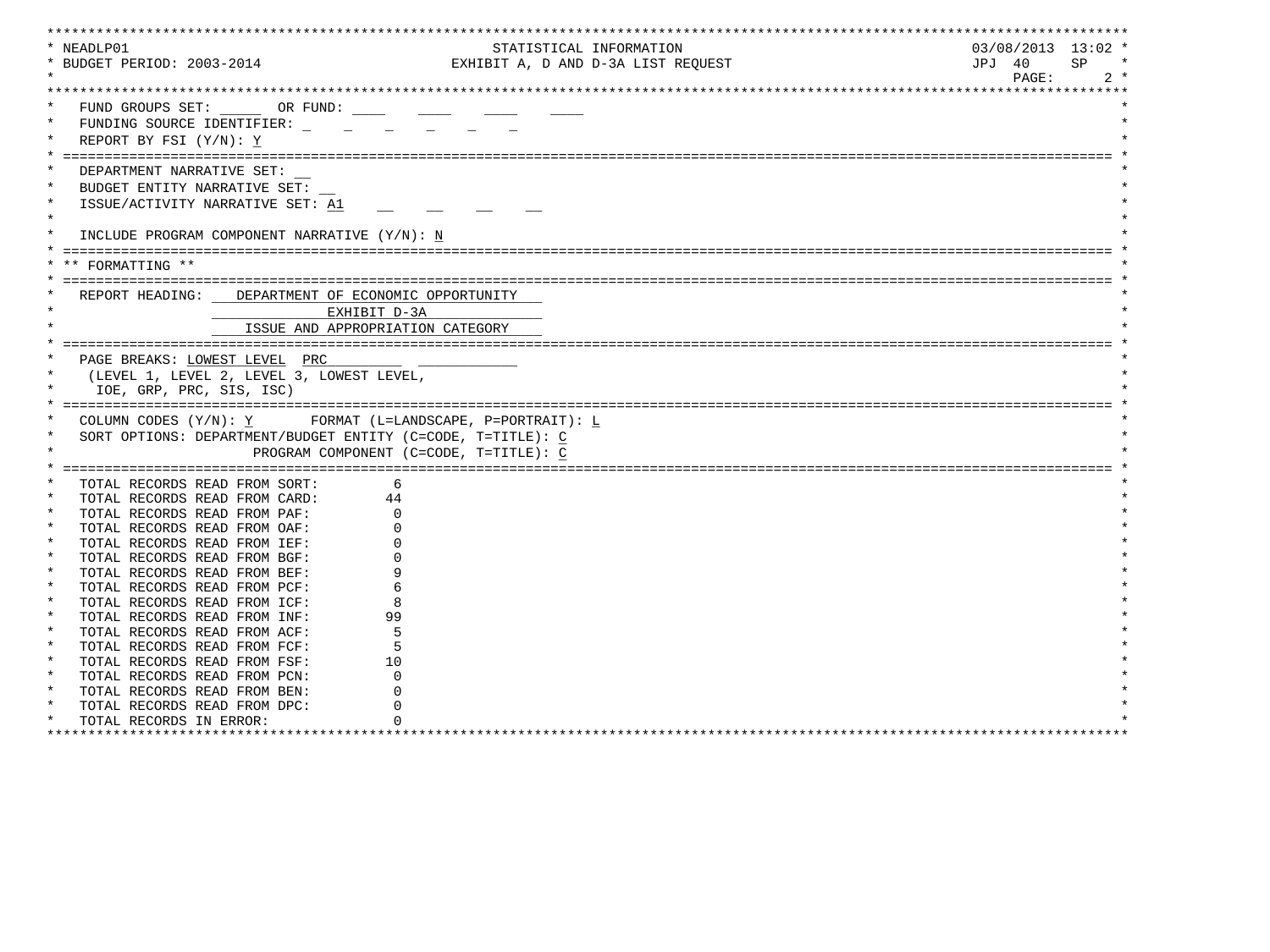NEADLP01 — STATISTICAL INFORMATION — 03/08/2013 13:02

BUDGET PERIOD: 2003-2014 — EXHIBIT A, D AND D-3A LIST REQUEST — JPJ 40 SP

PAGE: 2

FUND GROUPS SET: _____ OR FUND: ____ ____ ____ ____

FUNDING SOURCE IDENTIFIER: _ _ _ _ _ _

REPORT BY FSI (Y/N): Y

---

DEPARTMENT NARRATIVE SET: __

BUDGET ENTITY NARRATIVE SET: __

ISSUE/ACTIVITY NARRATIVE SET: A1 __ __ __ __

INCLUDE PROGRAM COMPONENT NARRATIVE (Y/N): N

---

** FORMATTING **

---

REPORT HEADING: DEPARTMENT OF ECONOMIC OPPORTUNITY
EXHIBIT D-3A
ISSUE AND APPROPRIATION CATEGORY

---

PAGE BREAKS: LOWEST LEVEL PRC ___________
(LEVEL 1, LEVEL 2, LEVEL 3, LOWEST LEVEL,
IOE, GRP, PRC, SIS, ISC)

---

COLUMN CODES (Y/N): Y FORMAT (L=LANDSCAPE, P=PORTRAIT): L

SORT OPTIONS: DEPARTMENT/BUDGET ENTITY (C=CODE, T=TITLE): C

PROGRAM COMPONENT (C=CODE, T=TITLE): C

---

| | |
|---|---|
| TOTAL RECORDS READ FROM SORT: | 6 |
| TOTAL RECORDS READ FROM CARD: | 44 |
| TOTAL RECORDS READ FROM PAF: | 0 |
| TOTAL RECORDS READ FROM OAF: | 0 |
| TOTAL RECORDS READ FROM IEF: | 0 |
| TOTAL RECORDS READ FROM BGF: | 0 |
| TOTAL RECORDS READ FROM BEF: | 9 |
| TOTAL RECORDS READ FROM PCF: | 6 |
| TOTAL RECORDS READ FROM ICF: | 8 |
| TOTAL RECORDS READ FROM INF: | 99 |
| TOTAL RECORDS READ FROM ACF: | 5 |
| TOTAL RECORDS READ FROM FCF: | 5 |
| TOTAL RECORDS READ FROM FSF: | 10 |
| TOTAL RECORDS READ FROM PCN: | 0 |
| TOTAL RECORDS READ FROM BEN: | 0 |
| TOTAL RECORDS READ FROM DPC: | 0 |
| TOTAL RECORDS IN ERROR: | 0 |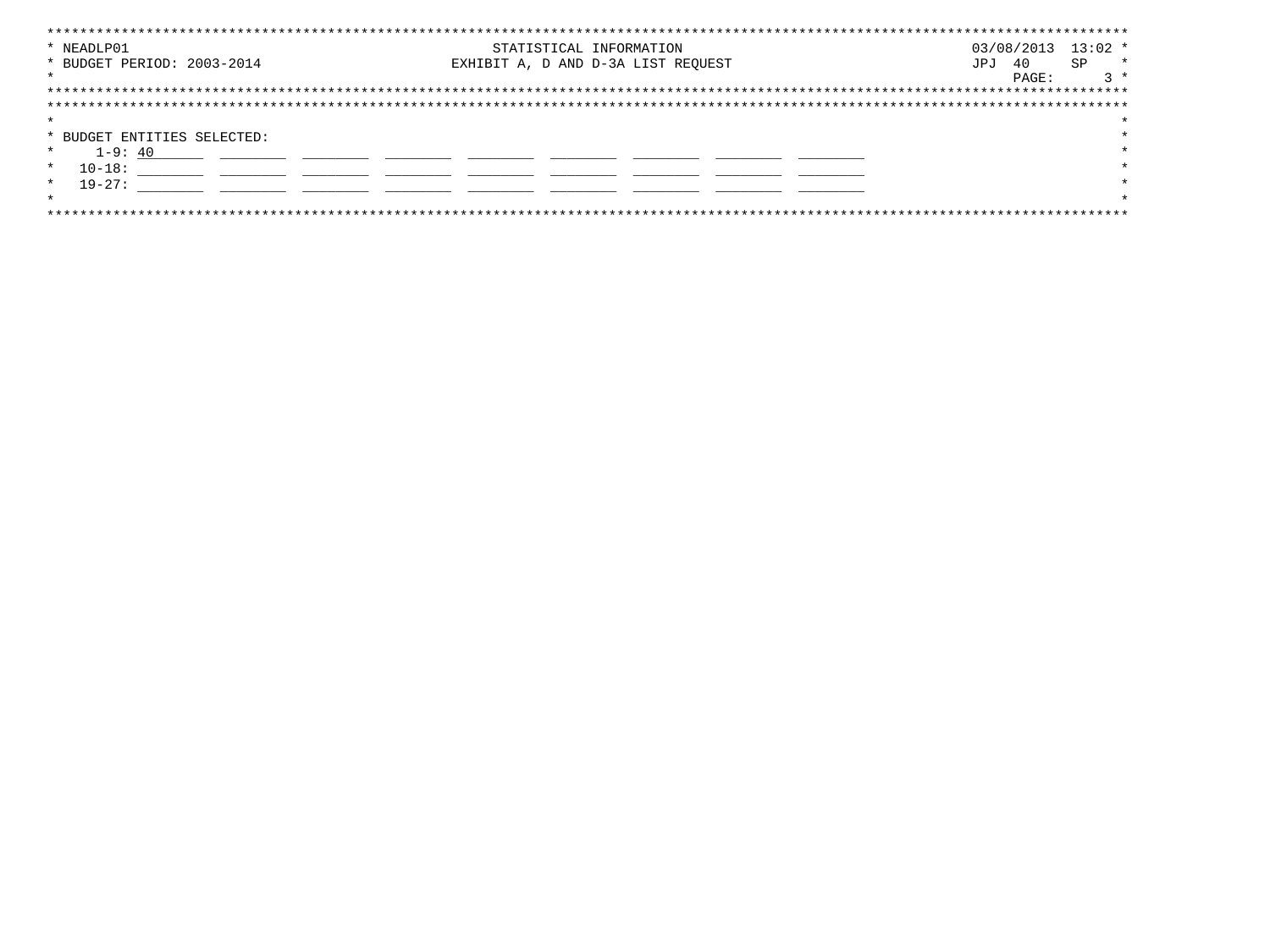```
****************************************************************************************************************************
* NEADLP01                                          STATISTICAL INFORMATION                                   03/08/2013  13:02 *
* BUDGET PERIOD: 2003-2014                       EXHIBIT A, D AND D-3A LIST REQUEST                           JPJ  40     SP    *
*                                                                                                                 PAGE:      3 *
****************************************************************************************************************************
****************************************************************************************************************************
*                                                                                                                              *
* BUDGET ENTITIES SELECTED:                                                                                                    *
*     1-9: 40______ ________ ________ ________ ________ ________ ________ ________ ________                                    *
*   10-18: ________ ________ ________ ________ ________ ________ ________ ________ ________                                    *
*   19-27: ________ ________ ________ ________ ________ ________ ________ ________ ________                                    *
*                                                                                                                              *
****************************************************************************************************************************
```